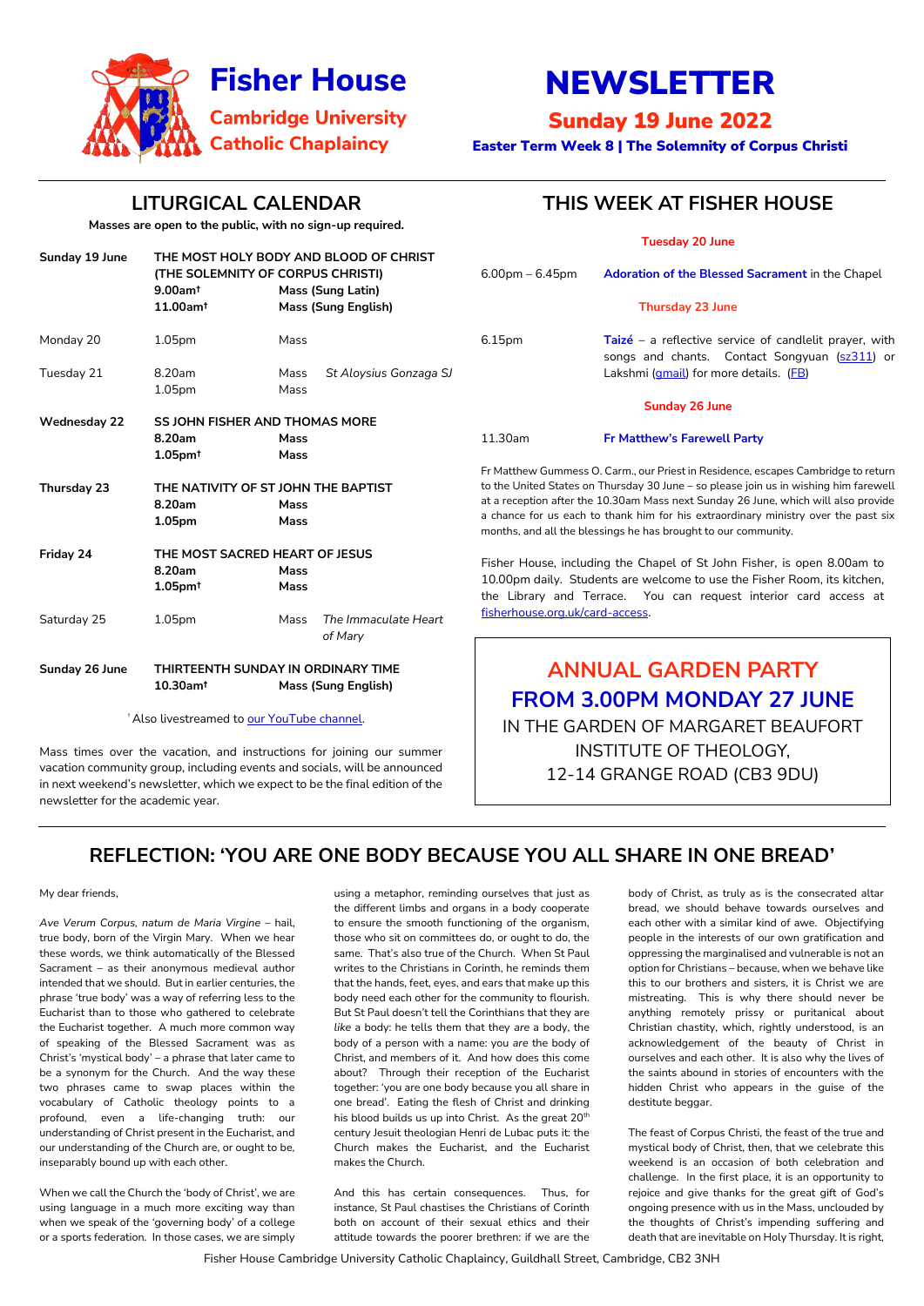# Fisher House

## Cambridge University Catholic Chaplaincy

# NEWSLETTER

## Sunday 19 June 2022

**Easter Term Week 8 | The Solemnity of Corpus Christi**

## LITURGICAL CALENDAR

**Masses are open to the public, with no sign-up required.**

| | | | |
|---|---|---|---|
| **Sunday 19 June** | **THE MOST HOLY BODY AND BLOOD OF CHRIST (THE SOLEMNITY OF CORPUS CHRISTI)** | | |
| | **9.00am†** | **Mass (Sung Latin)** | |
| | **11.00am†** | **Mass (Sung English)** | |
| Monday 20 | 1.05pm | Mass | |
| Tuesday 21 | 8.20am | Mass | *St Aloysius Gonzaga SJ* |
| | 1.05pm | Mass | |
| **Wednesday 22** | **SS JOHN FISHER AND THOMAS MORE** | | |
| | **8.20am** | **Mass** | |
| | **1.05pm†** | **Mass** | |
| **Thursday 23** | **THE NATIVITY OF ST JOHN THE BAPTIST** | | |
| | **8.20am** | **Mass** | |
| | **1.05pm** | **Mass** | |
| **Friday 24** | **THE MOST SACRED HEART OF JESUS** | | |
| | **8.20am** | **Mass** | |
| | **1.05pm†** | **Mass** | |
| Saturday 25 | 1.05pm | Mass | *The Immaculate Heart of Mary* |
| **Sunday 26 June** | **THIRTEENTH SUNDAY IN ORDINARY TIME** | | |
| | **10.30am†** | **Mass (Sung English)** | |

† Also livestreamed to our YouTube channel.

Mass times over the vacation, and instructions for joining our summer vacation community group, including events and socials, will be announced in next weekend's newsletter, which we expect to be the final edition of the newsletter for the academic year.

## THIS WEEK AT FISHER HOUSE

**Tuesday 20 June**

6.00pm – 6.45pm — **Adoration of the Blessed Sacrament** in the Chapel

**Thursday 23 June**

6.15pm — **Taizé** – a reflective service of candlelit prayer, with songs and chants. Contact Songyuan (sz311) or Lakshmi (gmail) for more details. (FB)

**Sunday 26 June**

11.30am — **Fr Matthew's Farewell Party**

Fr Matthew Gummess O. Carm., our Priest in Residence, escapes Cambridge to return to the United States on Thursday 30 June – so please join us in wishing him farewell at a reception after the 10.30am Mass next Sunday 26 June, which will also provide a chance for us each to thank him for his extraordinary ministry over the past six months, and all the blessings he has brought to our community.

Fisher House, including the Chapel of St John Fisher, is open 8.00am to 10.00pm daily. Students are welcome to use the Fisher Room, its kitchen, the Library and Terrace. You can request interior card access at fisherhouse.org.uk/card-access.

**ANNUAL GARDEN PARTY**
**FROM 3.00PM MONDAY 27 JUNE**
IN THE GARDEN OF MARGARET BEAUFORT INSTITUTE OF THEOLOGY,
12-14 GRANGE ROAD (CB3 9DU)

## REFLECTION: 'YOU ARE ONE BODY BECAUSE YOU ALL SHARE IN ONE BREAD'

My dear friends,

*Ave Verum Corpus, natum de Maria Virgine* – hail, true body, born of the Virgin Mary. When we hear these words, we think automatically of the Blessed Sacrament – as their anonymous medieval author intended that we should. But in earlier centuries, the phrase 'true body' was a way of referring less to the Eucharist than to those who gathered to celebrate the Eucharist together. A much more common way of speaking of the Blessed Sacrament was as Christ's 'mystical body' – a phrase that later came to be a synonym for the Church. And the way these two phrases came to swap places within the vocabulary of Catholic theology points to a profound, even a life-changing truth: our understanding of Christ present in the Eucharist, and our understanding of the Church are, or ought to be, inseparably bound up with each other.

When we call the Church the 'body of Christ', we are using language in a much more exciting way than when we speak of the 'governing body' of a college or a sports federation. In those cases, we are simply using a metaphor, reminding ourselves that just as the different limbs and organs in a body cooperate to ensure the smooth functioning of the organism, those who sit on committees do, or ought to do, the same. That's also true of the Church. When St Paul writes to the Christians in Corinth, he reminds them that the hands, feet, eyes, and ears that make up this body need each other for the community to flourish. But St Paul doesn't tell the Corinthians that they are *like* a body: he tells them that they *are* a body, the body of a person with a name: you *are* the body of Christ, and members of it. And how does this come about? Through their reception of the Eucharist together: 'you are one body because you all share in one bread'. Eating the flesh of Christ and drinking his blood builds us up into Christ. As the great 20th century Jesuit theologian Henri de Lubac puts it: the Church makes the Eucharist, and the Eucharist makes the Church.

And this has certain consequences. Thus, for instance, St Paul chastises the Christians of Corinth both on account of their sexual ethics and their attitude towards the poorer brethren: if we are the body of Christ, as truly as is the consecrated altar bread, we should behave towards ourselves and each other with a similar kind of awe. Objectifying people in the interests of our own gratification and oppressing the marginalised and vulnerable is not an option for Christians – because, when we behave like this to our brothers and sisters, it is Christ we are mistreating. This is why there should never be anything remotely prissy or puritanical about Christian chastity, which, rightly understood, is an acknowledgement of the beauty of Christ in ourselves and each other. It is also why the lives of the saints abound in stories of encounters with the hidden Christ who appears in the guise of the destitute beggar.

The feast of Corpus Christi, the feast of the true and mystical body of Christ, then, that we celebrate this weekend is an occasion of both celebration and challenge. In the first place, it is an opportunity to rejoice and give thanks for the great gift of God's ongoing presence with us in the Mass, unclouded by the thoughts of Christ's impending suffering and death that are inevitable on Holy Thursday. It is right,

Fisher House Cambridge University Catholic Chaplaincy, Guildhall Street, Cambridge, CB2 3NH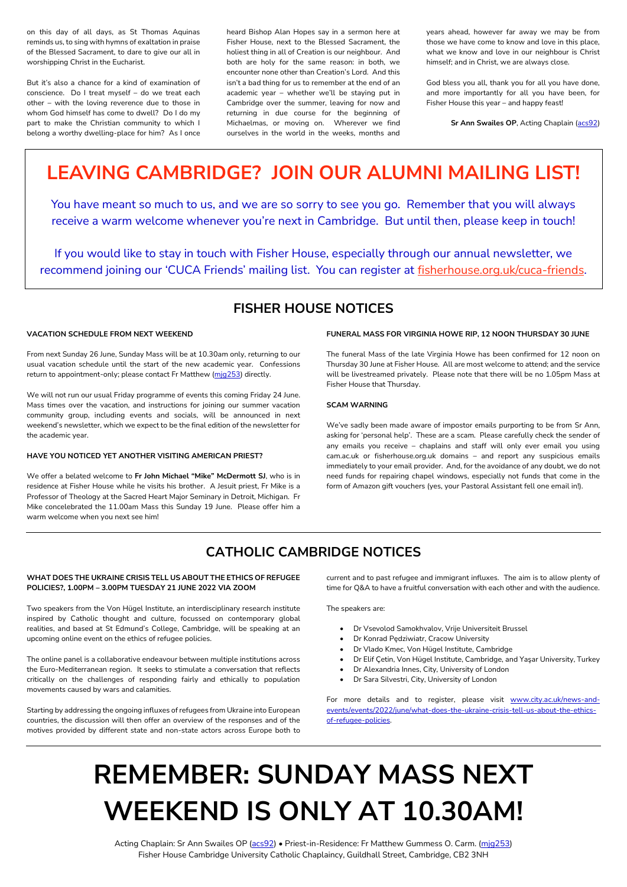on this day of all days, as St Thomas Aquinas reminds us, to sing with hymns of exaltation in praise of the Blessed Sacrament, to dare to give our all in worshipping Christ in the Eucharist.

But it's also a chance for a kind of examination of conscience. Do I treat myself – do we treat each other – with the loving reverence due to those in whom God himself has come to dwell? Do I do my part to make the Christian community to which I belong a worthy dwelling-place for him? As I once heard Bishop Alan Hopes say in a sermon here at Fisher House, next to the Blessed Sacrament, the holiest thing in all of Creation is our neighbour. And both are holy for the same reason: in both, we encounter none other than Creation's Lord. And this isn't a bad thing for us to remember at the end of an academic year – whether we'll be staying put in Cambridge over the summer, leaving for now and returning in due course for the beginning of Michaelmas, or moving on. Wherever we find ourselves in the world in the weeks, months and years ahead, however far away we may be from those we have come to know and love in this place, what we know and love in our neighbour is Christ himself; and in Christ, we are always close.

God bless you all, thank you for all you have done, and more importantly for all you have been, for Fisher House this year – and happy feast!

**Sr Ann Swailes OP**, Acting Chaplain (acs92)

# LEAVING CAMBRIDGE? JOIN OUR ALUMNI MAILING LIST!

You have meant so much to us, and we are so sorry to see you go. Remember that you will always receive a warm welcome whenever you're next in Cambridge. But until then, please keep in touch!

If you would like to stay in touch with Fisher House, especially through our annual newsletter, we recommend joining our 'CUCA Friends' mailing list. You can register at fisherhouse.org.uk/cuca-friends.

## FISHER HOUSE NOTICES

**VACATION SCHEDULE FROM NEXT WEEKEND**

From next Sunday 26 June, Sunday Mass will be at 10.30am only, returning to our usual vacation schedule until the start of the new academic year. Confessions return to appointment-only; please contact Fr Matthew (mjg253) directly.

We will not run our usual Friday programme of events this coming Friday 24 June. Mass times over the vacation, and instructions for joining our summer vacation community group, including events and socials, will be announced in next weekend's newsletter, which we expect to be the final edition of the newsletter for the academic year.

**HAVE YOU NOTICED YET ANOTHER VISITING AMERICAN PRIEST?**

We offer a belated welcome to **Fr John Michael "Mike" McDermott SJ**, who is in residence at Fisher House while he visits his brother. A Jesuit priest, Fr Mike is a Professor of Theology at the Sacred Heart Major Seminary in Detroit, Michigan. Fr Mike concelebrated the 11.00am Mass this Sunday 19 June. Please offer him a warm welcome when you next see him!

**FUNERAL MASS FOR VIRGINIA HOWE RIP, 12 NOON THURSDAY 30 JUNE**

The funeral Mass of the late Virginia Howe has been confirmed for 12 noon on Thursday 30 June at Fisher House. All are most welcome to attend; and the service will be livestreamed privately. Please note that there will be no 1.05pm Mass at Fisher House that Thursday.

**SCAM WARNING**

We've sadly been made aware of impostor emails purporting to be from Sr Ann, asking for 'personal help'. These are a scam. Please carefully check the sender of any emails you receive – chaplains and staff will only ever email you using cam.ac.uk or fisherhouse.org.uk domains – and report any suspicious emails immediately to your email provider. And, for the avoidance of any doubt, we do not need funds for repairing chapel windows, especially not funds that come in the form of Amazon gift vouchers (yes, your Pastoral Assistant fell one email in!).

## CATHOLIC CAMBRIDGE NOTICES

**WHAT DOES THE UKRAINE CRISIS TELL US ABOUT THE ETHICS OF REFUGEE POLICIES?, 1.00PM – 3.00PM TUESDAY 21 JUNE 2022 VIA ZOOM**

Two speakers from the Von Hügel Institute, an interdisciplinary research institute inspired by Catholic thought and culture, focussed on contemporary global realities, and based at St Edmund's College, Cambridge, will be speaking at an upcoming online event on the ethics of refugee policies.

The online panel is a collaborative endeavour between multiple institutions across the Euro-Mediterranean region. It seeks to stimulate a conversation that reflects critically on the challenges of responding fairly and ethically to population movements caused by wars and calamities.

Starting by addressing the ongoing influxes of refugees from Ukraine into European countries, the discussion will then offer an overview of the responses and of the motives provided by different state and non-state actors across Europe both to current and to past refugee and immigrant influxes. The aim is to allow plenty of time for Q&A to have a fruitful conversation with each other and with the audience.

The speakers are:

- Dr Vsevolod Samokhvalov, Vrije Universiteit Brussel
- Dr Konrad Pędziwiatr, Cracow University
- Dr Vlado Kmec, Von Hügel Institute, Cambridge
- Dr Elif Çetin, Von Hügel Institute, Cambridge, and Yaşar University, Turkey
- Dr Alexandria Innes, City, University of London
- Dr Sara Silvestri, City, University of London

For more details and to register, please visit www.city.ac.uk/news-and-events/events/2022/june/what-does-the-ukraine-crisis-tell-us-about-the-ethics-of-refugee-policies.

# REMEMBER: SUNDAY MASS NEXT WEEKEND IS ONLY AT 10.30AM!

Acting Chaplain: Sr Ann Swailes OP (acs92) • Priest-in-Residence: Fr Matthew Gummess O. Carm. (mjg253)
Fisher House Cambridge University Catholic Chaplaincy, Guildhall Street, Cambridge, CB2 3NH